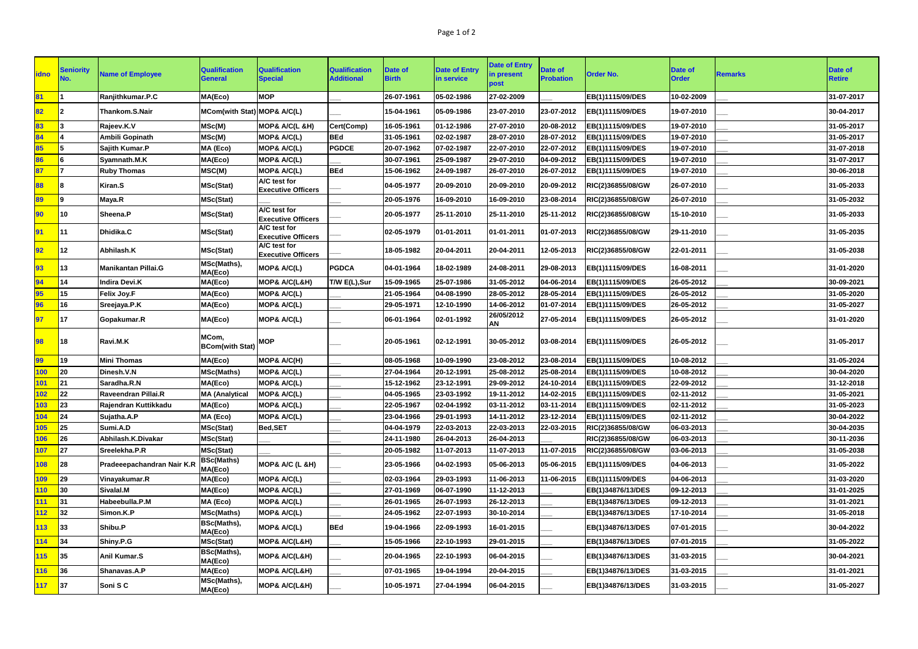| idno | Seniority No. | Name of Employee | Qualification General | Qualification Special | Qualification Additional | Date of Birth | Date of Entry in service | Date of Entry in present post | Date of Probation | Order No. | Date of Order | Remarks | Date of Retire |
|---|---|---|---|---|---|---|---|---|---|---|---|---|---|
| 81 | 1 | Ranjithkumar.P.C | MA(Eco) | MOP | ___ | 26-07-1961 | 05-02-1986 | 27-02-2009 | ___ | EB(1)1115/09/DES | 10-02-2009 | ___ | 31-07-2017 |
| 82 | 2 | Thankom.S.Nair | MCom(with Stat) | MOP& A/C(L) | ___ | 15-04-1961 | 05-09-1986 | 23-07-2010 | 23-07-2012 | EB(1)1115/09/DES | 19-07-2010 | ___ | 30-04-2017 |
| 83 | 3 | Rajeev.K.V | MSc(M) | MOP& A/C(L &H) | Cert(Comp) | 16-05-1961 | 01-12-1986 | 27-07-2010 | 20-08-2012 | EB(1)1115/09/DES | 19-07-2010 | ___ | 31-05-2017 |
| 84 | 4 | Ambili Gopinath | MSc(M) | MOP& A/C(L) | BEd | 31-05-1961 | 02-02-1987 | 28-07-2010 | 28-07-2012 | EB(1)1115/09/DES | 19-07-2010 | ___ | 31-05-2017 |
| 85 | 5 | Sajith Kumar.P | MA (Eco) | MOP& A/C(L) | PGDCE | 20-07-1962 | 07-02-1987 | 22-07-2010 | 22-07-2012 | EB(1)1115/09/DES | 19-07-2010 | ___ | 31-07-2018 |
| 86 | 6 | Syamnath.M.K | MA(Eco) | MOP& A/C(L) | ___ | 30-07-1961 | 25-09-1987 | 29-07-2010 | 04-09-2012 | EB(1)1115/09/DES | 19-07-2010 | ___ | 31-07-2017 |
| 87 | 7 | Ruby Thomas | MSC(M) | MOP& A/C(L) | BEd | 15-06-1962 | 24-09-1987 | 26-07-2010 | 26-07-2012 | EB(1)1115/09/DES | 19-07-2010 | ___ | 30-06-2018 |
| 88 | 8 | Kiran.S | MSc(Stat) | A/C test for Executive Officers | ___ | 04-05-1977 | 20-09-2010 | 20-09-2010 | 20-09-2012 | RIC(2)36855/08/GW | 26-07-2010 | ___ | 31-05-2033 |
| 89 | 9 | Maya.R | MSc(Stat) | | ___ | 20-05-1976 | 16-09-2010 | 16-09-2010 | 23-08-2014 | RIC(2)36855/08/GW | 26-07-2010 | ___ | 31-05-2032 |
| 90 | 10 | Sheena.P | MSc(Stat) | A/C test for Executive Officers | ___ | 20-05-1977 | 25-11-2010 | 25-11-2010 | 25-11-2012 | RIC(2)36855/08/GW | 15-10-2010 | ___ | 31-05-2033 |
| 91 | 11 | Dhidika.C | MSc(Stat) | A/C test for Executive Officers | ___ | 02-05-1979 | 01-01-2011 | 01-01-2011 | 01-07-2013 | RIC(2)36855/08/GW | 29-11-2010 | ___ | 31-05-2035 |
| 92 | 12 | Abhilash.K | MSc(Stat) | A/C test for Executive Officers | ___ | 18-05-1982 | 20-04-2011 | 20-04-2011 | 12-05-2013 | RIC(2)36855/08/GW | 22-01-2011 | ___ | 31-05-2038 |
| 93 | 13 | Manikantan Pillai.G | MSc(Maths), MA(Eco) | MOP& A/C(L) | PGDCA | 04-01-1964 | 18-02-1989 | 24-08-2011 | 29-08-2013 | EB(1)1115/09/DES | 16-08-2011 | ___ | 31-01-2020 |
| 94 | 14 | Indira Devi.K | MA(Eco) | MOP& A/C(L&H) | T/W E(L),Sur | 15-09-1965 | 25-07-1986 | 31-05-2012 | 04-06-2014 | EB(1)1115/09/DES | 26-05-2012 | ___ | 30-09-2021 |
| 95 | 15 | Felix Joy.F | MA(Eco) | MOP& A/C(L) | ___ | 21-05-1964 | 04-08-1990 | 28-05-2012 | 28-05-2014 | EB(1)1115/09/DES | 26-05-2012 | ___ | 31-05-2020 |
| 96 | 16 | Sreejaya.P.K | MA(Eco) | MOP& A/C(L) | ___ | 29-05-1971 | 12-10-1990 | 14-06-2012 | 01-07-2014 | EB(1)1115/09/DES | 26-05-2012 | ___ | 31-05-2027 |
| 97 | 17 | Gopakumar.R | MA(Eco) | MOP& A/C(L) | ___ | 06-01-1964 | 02-01-1992 | 26/05/2012 AN | 27-05-2014 | EB(1)1115/09/DES | 26-05-2012 | ___ | 31-01-2020 |
| 98 | 18 | Ravi.M.K | MCom, BCom(with Stat) | MOP | ___ | 20-05-1961 | 02-12-1991 | 30-05-2012 | 03-08-2014 | EB(1)1115/09/DES | 26-05-2012 | ___ | 31-05-2017 |
| 99 | 19 | Mini Thomas | MA(Eco) | MOP& A/C(H) | ___ | 08-05-1968 | 10-09-1990 | 23-08-2012 | 23-08-2014 | EB(1)1115/09/DES | 10-08-2012 | ___ | 31-05-2024 |
| 100 | 20 | Dinesh.V.N | MSc(Maths) | MOP& A/C(L) | ___ | 27-04-1964 | 20-12-1991 | 25-08-2012 | 25-08-2014 | EB(1)1115/09/DES | 10-08-2012 | ___ | 30-04-2020 |
| 101 | 21 | Saradha.R.N | MA(Eco) | MOP& A/C(L) | ___ | 15-12-1962 | 23-12-1991 | 29-09-2012 | 24-10-2014 | EB(1)1115/09/DES | 22-09-2012 | ___ | 31-12-2018 |
| 102 | 22 | Raveendran Pillai.R | MA (Analytical | MOP& A/C(L) | ___ | 04-05-1965 | 23-03-1992 | 19-11-2012 | 14-02-2015 | EB(1)1115/09/DES | 02-11-2012 | ___ | 31-05-2021 |
| 103 | 23 | Rajendran Kuttikkadu | MA(Eco) | MOP& A/C(L) | ___ | 22-05-1967 | 02-04-1992 | 03-11-2012 | 03-11-2014 | EB(1)1115/09/DES | 02-11-2012 | ___ | 31-05-2023 |
| 104 | 24 | Sujatha.A.P | MA (Eco) | MOP& A/C(L) | ___ | 23-04-1966 | 29-01-1993 | 14-11-2012 | 23-12-2014 | EB(1)1115/09/DES | 02-11-2012 | ___ | 30-04-2022 |
| 105 | 25 | Sumi.A.D | MSc(Stat) | Bed,SET | ___ | 04-04-1979 | 22-03-2013 | 22-03-2013 | 22-03-2015 | RIC(2)36855/08/GW | 06-03-2013 | ___ | 30-04-2035 |
| 106 | 26 | Abhilash.K.Divakar | MSc(Stat) | ___ | ___ | 24-11-1980 | 26-04-2013 | 26-04-2013 | ___ | RIC(2)36855/08/GW | 06-03-2013 | ___ | 30-11-2036 |
| 107 | 27 | Sreelekha.P.R | MSc(Stat) | ___ | ___ | 20-05-1982 | 11-07-2013 | 11-07-2013 | 11-07-2015 | RIC(2)36855/08/GW | 03-06-2013 | ___ | 31-05-2038 |
| 108 | 28 | Pradeeepachandran Nair K.R | BSc(Maths) MA(Eco) | MOP& A/C (L &H) | ___ | 23-05-1966 | 04-02-1993 | 05-06-2013 | 05-06-2015 | EB(1)1115/09/DES | 04-06-2013 | ___ | 31-05-2022 |
| 109 | 29 | Vinayakumar.R | MA(Eco) | MOP& A/C(L) | ___ | 02-03-1964 | 29-03-1993 | 11-06-2013 | 11-06-2015 | EB(1)1115/09/DES | 04-06-2013 | ___ | 31-03-2020 |
| 110 | 30 | Sivalal.M | MA(Eco) | MOP& A/C(L) | ___ | 27-01-1969 | 06-07-1990 | 11-12-2013 | ___ | EB(1)34876/13/DES | 09-12-2013 | ___ | 31-01-2025 |
| 111 | 31 | Habeebulla.P.M | MA (Eco) | MOP& A/C(L) | ___ | 26-01-1965 | 26-07-1993 | 26-12-2013 | ___ | EB(1)34876/13/DES | 09-12-2013 | ___ | 31-01-2021 |
| 112 | 32 | Simon.K.P | MSc(Maths) | MOP& A/C(L) | ___ | 24-05-1962 | 22-07-1993 | 30-10-2014 | ___ | EB(1)34876/13/DES | 17-10-2014 | ___ | 31-05-2018 |
| 113 | 33 | Shibu.P | BSc(Maths), MA(Eco) | MOP& A/C(L) | BEd | 19-04-1966 | 22-09-1993 | 16-01-2015 | ___ | EB(1)34876/13/DES | 07-01-2015 | ___ | 30-04-2022 |
| 114 | 34 | Shiny.P.G | MSc(Stat) | MOP& A/C(L&H) | ___ | 15-05-1966 | 22-10-1993 | 29-01-2015 | ___ | EB(1)34876/13/DES | 07-01-2015 | ___ | 31-05-2022 |
| 115 | 35 | Anil Kumar.S | BSc(Maths), MA(Eco) | MOP& A/C(L&H) | ___ | 20-04-1965 | 22-10-1993 | 06-04-2015 | ___ | EB(1)34876/13/DES | 31-03-2015 | ___ | 30-04-2021 |
| 116 | 36 | Shanavas.A.P | MA(Eco) | MOP& A/C(L&H) | ___ | 07-01-1965 | 19-04-1994 | 20-04-2015 | ___ | EB(1)34876/13/DES | 31-03-2015 | ___ | 31-01-2021 |
| 117 | 37 | Soni S C | MSc(Maths), MA(Eco) | MOP& A/C(L&H) | ___ | 10-05-1971 | 27-04-1994 | 06-04-2015 | ___ | EB(1)34876/13/DES | 31-03-2015 | ___ | 31-05-2027 |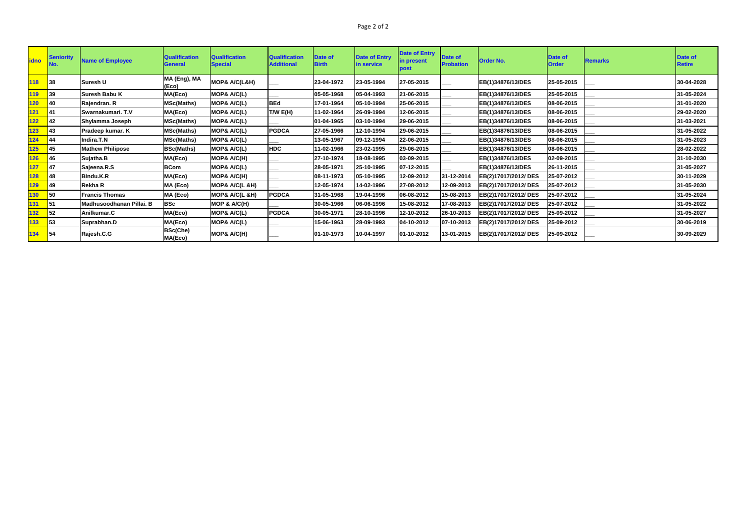| idno | Seniority No. | Name of Employee | Qualification General | Qualification Special | Qualification Additional | Date of Birth | Date of Entry in service | Date of Entry in present post | Date of Probation | Order No. | Date of Order | Remarks | Date of Retire |
|---|---|---|---|---|---|---|---|---|---|---|---|---|---|
| 118 | 38 | Suresh U | MA (Eng), MA (Eco) | MOP& A/C(L&H) | ___ | 23-04-1972 | 23-05-1994 | 27-05-2015 | ___ | EB(1)34876/13/DES | 25-05-2015 | ___ | 30-04-2028 |
| 119 | 39 | Suresh Babu K | MA(Eco) | MOP& A/C(L) | ___ | 05-05-1968 | 05-04-1993 | 21-06-2015 | ___ | EB(1)34876/13/DES | 25-05-2015 | ___ | 31-05-2024 |
| 120 | 40 | Rajendran. R | MSc(Maths) | MOP& A/C(L) | BEd | 17-01-1964 | 05-10-1994 | 25-06-2015 | ___ | EB(1)34876/13/DES | 08-06-2015 | ___ | 31-01-2020 |
| 121 | 41 | Swarnakumari. T.V | MA(Eco) | MOP& A/C(L) | T/W E(H) | 11-02-1964 | 26-09-1994 | 12-06-2015 | ___ | EB(1)34876/13/DES | 08-06-2015 | ___ | 29-02-2020 |
| 122 | 42 | Shylamma Joseph | MSc(Maths) | MOP& A/C(L) | ___ | 01-04-1965 | 03-10-1994 | 29-06-2015 | ___ | EB(1)34876/13/DES | 08-06-2015 | ___ | 31-03-2021 |
| 123 | 43 | Pradeep kumar. K | MSc(Maths) | MOP& A/C(L) | PGDCA | 27-05-1966 | 12-10-1994 | 29-06-2015 | ___ | EB(1)34876/13/DES | 08-06-2015 | ___ | 31-05-2022 |
| 124 | 44 | Indira.T.N | MSc(Maths) | MOP& A/C(L) | ___ | 13-05-1967 | 09-12-1994 | 22-06-2015 | ___ | EB(1)34876/13/DES | 08-06-2015 | ___ | 31-05-2023 |
| 125 | 45 | Mathew Philipose | BSc(Maths) | MOP& A/C(L) | HDC | 11-02-1966 | 23-02-1995 | 29-06-2015 | ___ | EB(1)34876/13/DES | 08-06-2015 | ___ | 28-02-2022 |
| 126 | 46 | Sujatha.B | MA(Eco) | MOP& A/C(H) | ___ | 27-10-1974 | 18-08-1995 | 03-09-2015 | ___ | EB(1)34876/13/DES | 02-09-2015 | ___ | 31-10-2030 |
| 127 | 47 | Sajeena.R.S | BCom | MOP& A/C(L) | ___ | 28-05-1971 | 25-10-1995 | 07-12-2015 | ___ | EB(1)34876/13/DES | 26-11-2015 | ___ | 31-05-2027 |
| 128 | 48 | Bindu.K.R | MA(Eco) | MOP& A/C(H) | ___ | 08-11-1973 | 05-10-1995 | 12-09-2012 | 31-12-2014 | EB(2)17017/2012/ DES | 25-07-2012 | ___ | 30-11-2029 |
| 129 | 49 | Rekha R | MA (Eco) | MOP& A/C(L &H) | ___ | 12-05-1974 | 14-02-1996 | 27-08-2012 | 12-09-2013 | EB(2)17017/2012/ DES | 25-07-2012 | ___ | 31-05-2030 |
| 130 | 50 | Francis Thomas | MA (Eco) | MOP& A/C(L &H) | PGDCA | 31-05-1968 | 19-04-1996 | 06-08-2012 | 15-08-2013 | EB(2)17017/2012/ DES | 25-07-2012 | ___ | 31-05-2024 |
| 131 | 51 | Madhusoodhanan Pillai. B | BSc | MOP & A/C(H) | ___ | 30-05-1966 | 06-06-1996 | 15-08-2012 | 17-08-2013 | EB(2)17017/2012/ DES | 25-07-2012 | ___ | 31-05-2022 |
| 132 | 52 | Anilkumar.C | MA(Eco) | MOP& A/C(L) | PGDCA | 30-05-1971 | 28-10-1996 | 12-10-2012 | 26-10-2013 | EB(2)17017/2012/ DES | 25-09-2012 | ___ | 31-05-2027 |
| 133 | 53 | Suprabhan.D | MA(Eco) | MOP& A/C(L) | ___ | 15-06-1963 | 28-09-1993 | 04-10-2012 | 07-10-2013 | EB(2)17017/2012/ DES | 25-09-2012 | ___ | 30-06-2019 |
| 134 | 54 | Rajesh.C.G | BSc(Che) MA(Eco) | MOP& A/C(H) | ___ | 01-10-1973 | 10-04-1997 | 01-10-2012 | 13-01-2015 | EB(2)17017/2012/ DES | 25-09-2012 | ___ | 30-09-2029 |